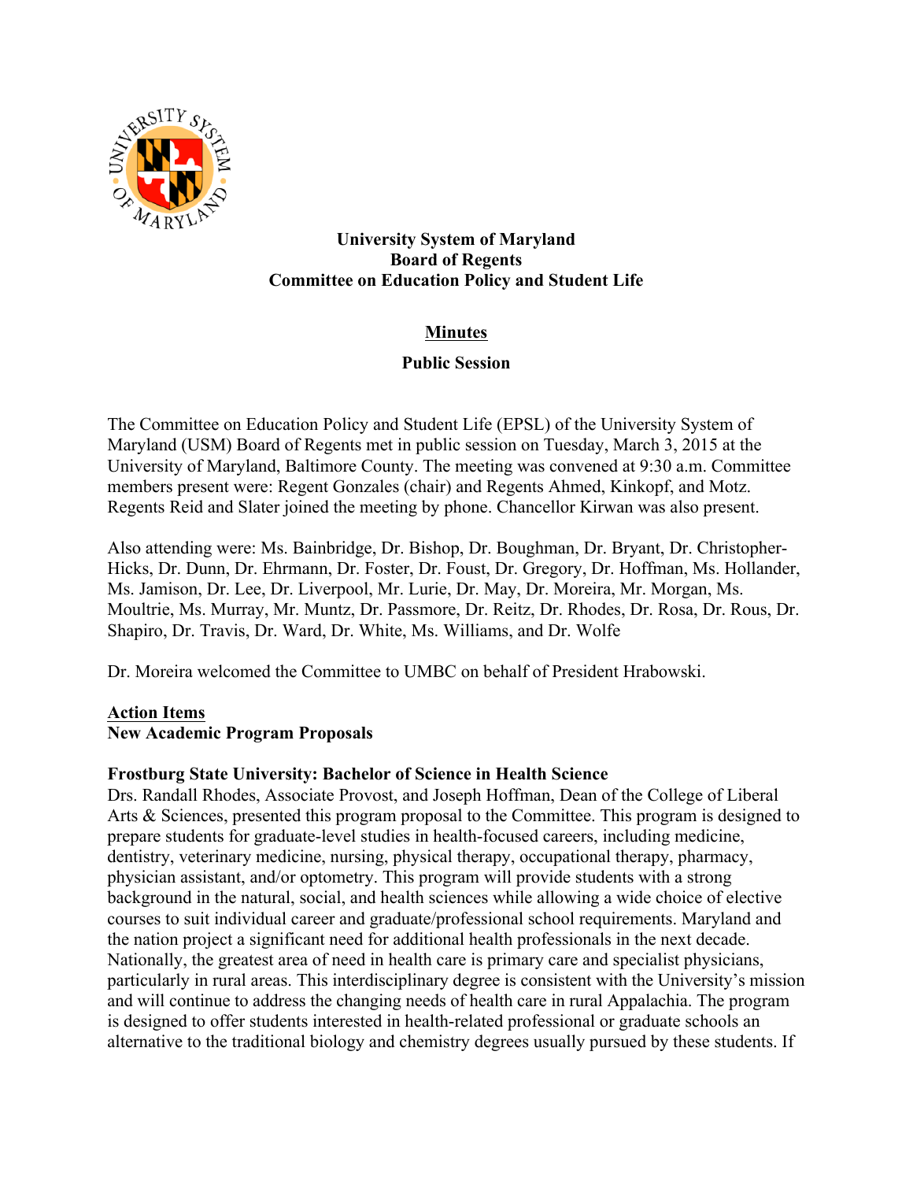**University System of Maryland**
**Board of Regents**
**Committee on Education Policy and Student Life**

# Minutes

**Public Session**

The Committee on Education Policy and Student Life (EPSL) of the University System of Maryland (USM) Board of Regents met in public session on Tuesday, March 3, 2015 at the University of Maryland, Baltimore County. The meeting was convened at 9:30 a.m. Committee members present were: Regent Gonzales (chair) and Regents Ahmed, Kinkopf, and Motz. Regents Reid and Slater joined the meeting by phone. Chancellor Kirwan was also present.

Also attending were: Ms. Bainbridge, Dr. Bishop, Dr. Boughman, Dr. Bryant, Dr. Christopher-Hicks, Dr. Dunn, Dr. Ehrmann, Dr. Foster, Dr. Foust, Dr. Gregory, Dr. Hoffman, Ms. Hollander, Ms. Jamison, Dr. Lee, Dr. Liverpool, Mr. Lurie, Dr. May, Dr. Moreira, Mr. Morgan, Ms. Moultrie, Ms. Murray, Mr. Muntz, Dr. Passmore, Dr. Reitz, Dr. Rhodes, Dr. Rosa, Dr. Rous, Dr. Shapiro, Dr. Travis, Dr. Ward, Dr. White, Ms. Williams, and Dr. Wolfe

Dr. Moreira welcomed the Committee to UMBC on behalf of President Hrabowski.

## Action Items

### New Academic Program Proposals

**Frostburg State University: Bachelor of Science in Health Science**

Drs. Randall Rhodes, Associate Provost, and Joseph Hoffman, Dean of the College of Liberal Arts & Sciences, presented this program proposal to the Committee. This program is designed to prepare students for graduate-level studies in health-focused careers, including medicine, dentistry, veterinary medicine, nursing, physical therapy, occupational therapy, pharmacy, physician assistant, and/or optometry. This program will provide students with a strong background in the natural, social, and health sciences while allowing a wide choice of elective courses to suit individual career and graduate/professional school requirements. Maryland and the nation project a significant need for additional health professionals in the next decade. Nationally, the greatest area of need in health care is primary care and specialist physicians, particularly in rural areas. This interdisciplinary degree is consistent with the University's mission and will continue to address the changing needs of health care in rural Appalachia. The program is designed to offer students interested in health-related professional or graduate schools an alternative to the traditional biology and chemistry degrees usually pursued by these students. If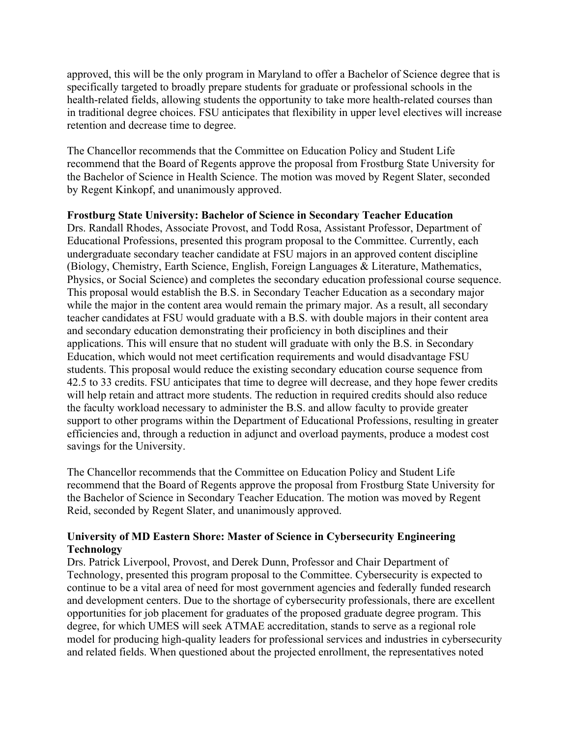approved, this will be the only program in Maryland to offer a Bachelor of Science degree that is specifically targeted to broadly prepare students for graduate or professional schools in the health-related fields, allowing students the opportunity to take more health-related courses than in traditional degree choices. FSU anticipates that flexibility in upper level electives will increase retention and decrease time to degree.

The Chancellor recommends that the Committee on Education Policy and Student Life recommend that the Board of Regents approve the proposal from Frostburg State University for the Bachelor of Science in Health Science. The motion was moved by Regent Slater, seconded by Regent Kinkopf, and unanimously approved.

**Frostburg State University: Bachelor of Science in Secondary Teacher Education**
Drs. Randall Rhodes, Associate Provost, and Todd Rosa, Assistant Professor, Department of Educational Professions, presented this program proposal to the Committee. Currently, each undergraduate secondary teacher candidate at FSU majors in an approved content discipline (Biology, Chemistry, Earth Science, English, Foreign Languages & Literature, Mathematics, Physics, or Social Science) and completes the secondary education professional course sequence. This proposal would establish the B.S. in Secondary Teacher Education as a secondary major while the major in the content area would remain the primary major. As a result, all secondary teacher candidates at FSU would graduate with a B.S. with double majors in their content area and secondary education demonstrating their proficiency in both disciplines and their applications. This will ensure that no student will graduate with only the B.S. in Secondary Education, which would not meet certification requirements and would disadvantage FSU students. This proposal would reduce the existing secondary education course sequence from 42.5 to 33 credits. FSU anticipates that time to degree will decrease, and they hope fewer credits will help retain and attract more students. The reduction in required credits should also reduce the faculty workload necessary to administer the B.S. and allow faculty to provide greater support to other programs within the Department of Educational Professions, resulting in greater efficiencies and, through a reduction in adjunct and overload payments, produce a modest cost savings for the University.

The Chancellor recommends that the Committee on Education Policy and Student Life recommend that the Board of Regents approve the proposal from Frostburg State University for the Bachelor of Science in Secondary Teacher Education. The motion was moved by Regent Reid, seconded by Regent Slater, and unanimously approved.

**University of MD Eastern Shore: Master of Science in Cybersecurity Engineering Technology**
Drs. Patrick Liverpool, Provost, and Derek Dunn, Professor and Chair Department of Technology, presented this program proposal to the Committee. Cybersecurity is expected to continue to be a vital area of need for most government agencies and federally funded research and development centers. Due to the shortage of cybersecurity professionals, there are excellent opportunities for job placement for graduates of the proposed graduate degree program. This degree, for which UMES will seek ATMAE accreditation, stands to serve as a regional role model for producing high-quality leaders for professional services and industries in cybersecurity and related fields. When questioned about the projected enrollment, the representatives noted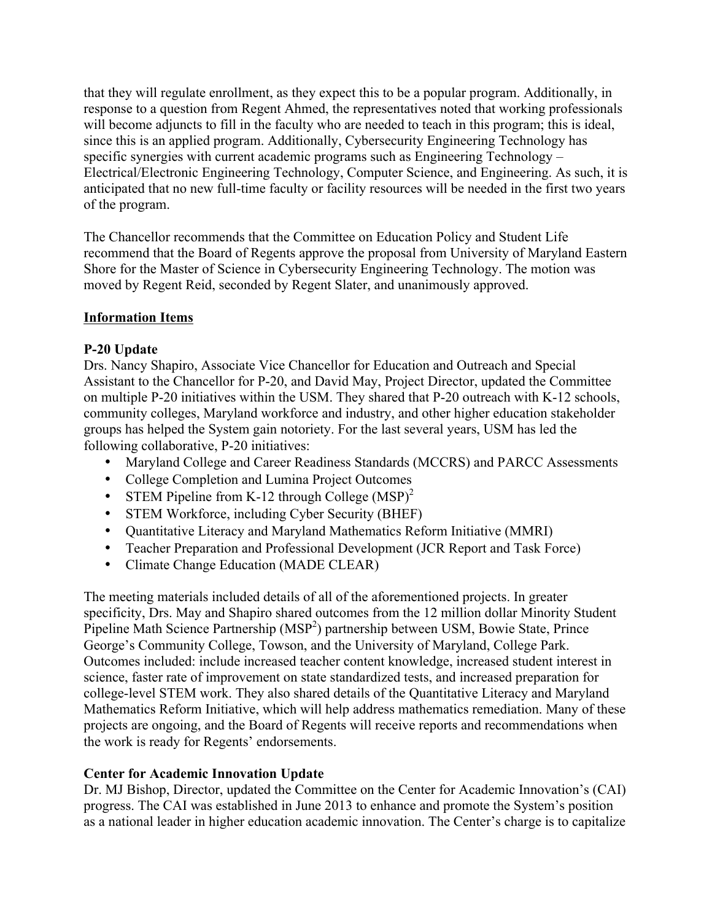that they will regulate enrollment, as they expect this to be a popular program. Additionally, in response to a question from Regent Ahmed, the representatives noted that working professionals will become adjuncts to fill in the faculty who are needed to teach in this program; this is ideal, since this is an applied program. Additionally, Cybersecurity Engineering Technology has specific synergies with current academic programs such as Engineering Technology – Electrical/Electronic Engineering Technology, Computer Science, and Engineering. As such, it is anticipated that no new full-time faculty or facility resources will be needed in the first two years of the program.

The Chancellor recommends that the Committee on Education Policy and Student Life recommend that the Board of Regents approve the proposal from University of Maryland Eastern Shore for the Master of Science in Cybersecurity Engineering Technology. The motion was moved by Regent Reid, seconded by Regent Slater, and unanimously approved.

**Information Items**

**P-20 Update**

Drs. Nancy Shapiro, Associate Vice Chancellor for Education and Outreach and Special Assistant to the Chancellor for P-20, and David May, Project Director, updated the Committee on multiple P-20 initiatives within the USM. They shared that P-20 outreach with K-12 schools, community colleges, Maryland workforce and industry, and other higher education stakeholder groups has helped the System gain notoriety. For the last several years, USM has led the following collaborative, P-20 initiatives:

- Maryland College and Career Readiness Standards (MCCRS) and PARCC Assessments
- College Completion and Lumina Project Outcomes
- STEM Pipeline from K-12 through College ($MSP^2$)
- STEM Workforce, including Cyber Security (BHEF)
- Quantitative Literacy and Maryland Mathematics Reform Initiative (MMRI)
- Teacher Preparation and Professional Development (JCR Report and Task Force)
- Climate Change Education (MADE CLEAR)

The meeting materials included details of all of the aforementioned projects. In greater specificity, Drs. May and Shapiro shared outcomes from the 12 million dollar Minority Student Pipeline Math Science Partnership ($MSP^2$) partnership between USM, Bowie State, Prince George's Community College, Towson, and the University of Maryland, College Park. Outcomes included: include increased teacher content knowledge, increased student interest in science, faster rate of improvement on state standardized tests, and increased preparation for college-level STEM work. They also shared details of the Quantitative Literacy and Maryland Mathematics Reform Initiative, which will help address mathematics remediation. Many of these projects are ongoing, and the Board of Regents will receive reports and recommendations when the work is ready for Regents' endorsements.

**Center for Academic Innovation Update**

Dr. MJ Bishop, Director, updated the Committee on the Center for Academic Innovation's (CAI) progress. The CAI was established in June 2013 to enhance and promote the System's position as a national leader in higher education academic innovation. The Center's charge is to capitalize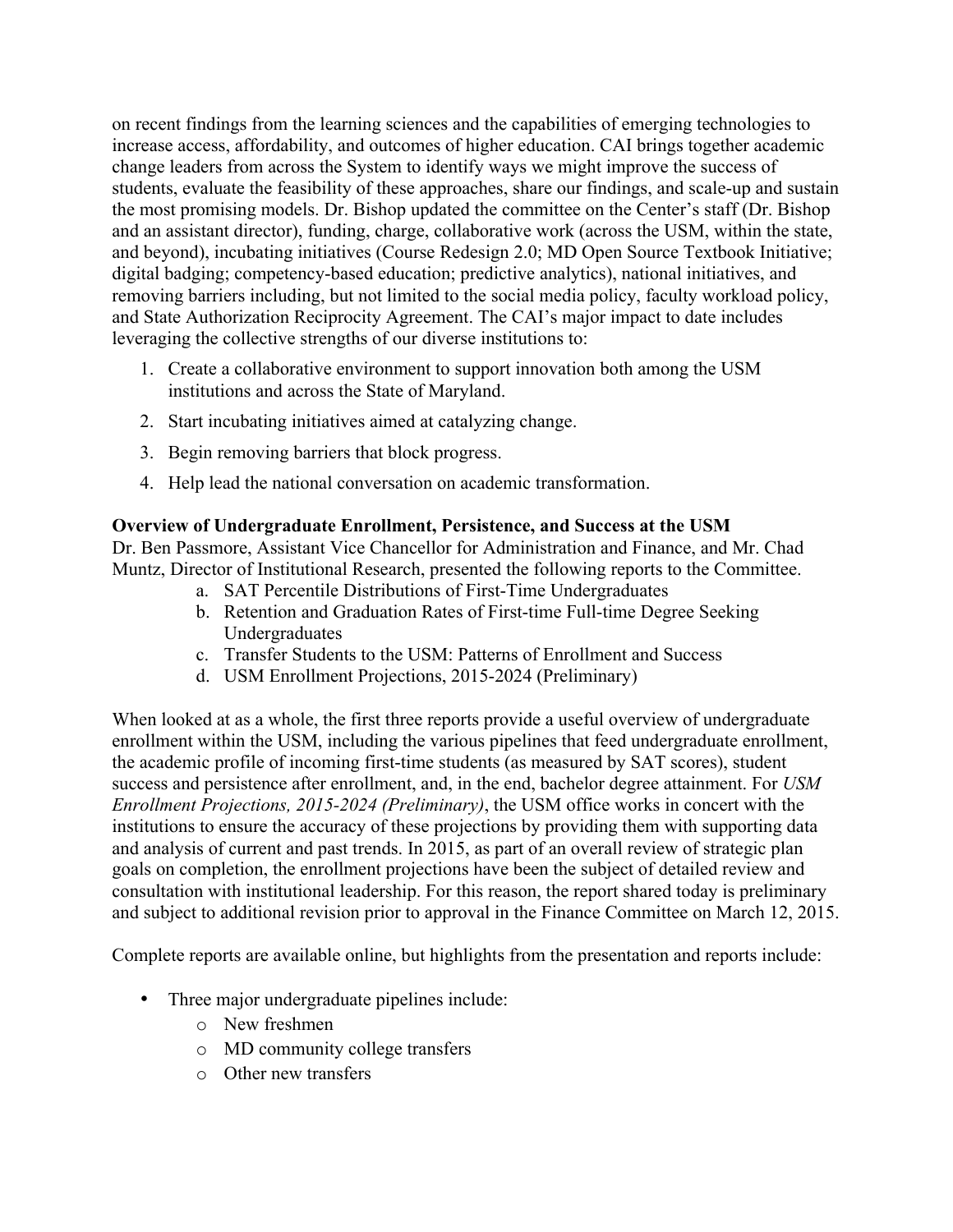on recent findings from the learning sciences and the capabilities of emerging technologies to increase access, affordability, and outcomes of higher education. CAI brings together academic change leaders from across the System to identify ways we might improve the success of students, evaluate the feasibility of these approaches, share our findings, and scale-up and sustain the most promising models. Dr. Bishop updated the committee on the Center's staff (Dr. Bishop and an assistant director), funding, charge, collaborative work (across the USM, within the state, and beyond), incubating initiatives (Course Redesign 2.0; MD Open Source Textbook Initiative; digital badging; competency-based education; predictive analytics), national initiatives, and removing barriers including, but not limited to the social media policy, faculty workload policy, and State Authorization Reciprocity Agreement. The CAI's major impact to date includes leveraging the collective strengths of our diverse institutions to:

1. Create a collaborative environment to support innovation both among the USM institutions and across the State of Maryland.
2. Start incubating initiatives aimed at catalyzing change.
3. Begin removing barriers that block progress.
4. Help lead the national conversation on academic transformation.

**Overview of Undergraduate Enrollment, Persistence, and Success at the USM**
Dr. Ben Passmore, Assistant Vice Chancellor for Administration and Finance, and Mr. Chad Muntz, Director of Institutional Research, presented the following reports to the Committee.

a. SAT Percentile Distributions of First-Time Undergraduates
b. Retention and Graduation Rates of First-time Full-time Degree Seeking Undergraduates
c. Transfer Students to the USM: Patterns of Enrollment and Success
d. USM Enrollment Projections, 2015-2024 (Preliminary)

When looked at as a whole, the first three reports provide a useful overview of undergraduate enrollment within the USM, including the various pipelines that feed undergraduate enrollment, the academic profile of incoming first-time students (as measured by SAT scores), student success and persistence after enrollment, and, in the end, bachelor degree attainment. For *USM Enrollment Projections, 2015-2024 (Preliminary)*, the USM office works in concert with the institutions to ensure the accuracy of these projections by providing them with supporting data and analysis of current and past trends. In 2015, as part of an overall review of strategic plan goals on completion, the enrollment projections have been the subject of detailed review and consultation with institutional leadership. For this reason, the report shared today is preliminary and subject to additional revision prior to approval in the Finance Committee on March 12, 2015.

Complete reports are available online, but highlights from the presentation and reports include:

- Three major undergraduate pipelines include:
  - New freshmen
  - MD community college transfers
  - Other new transfers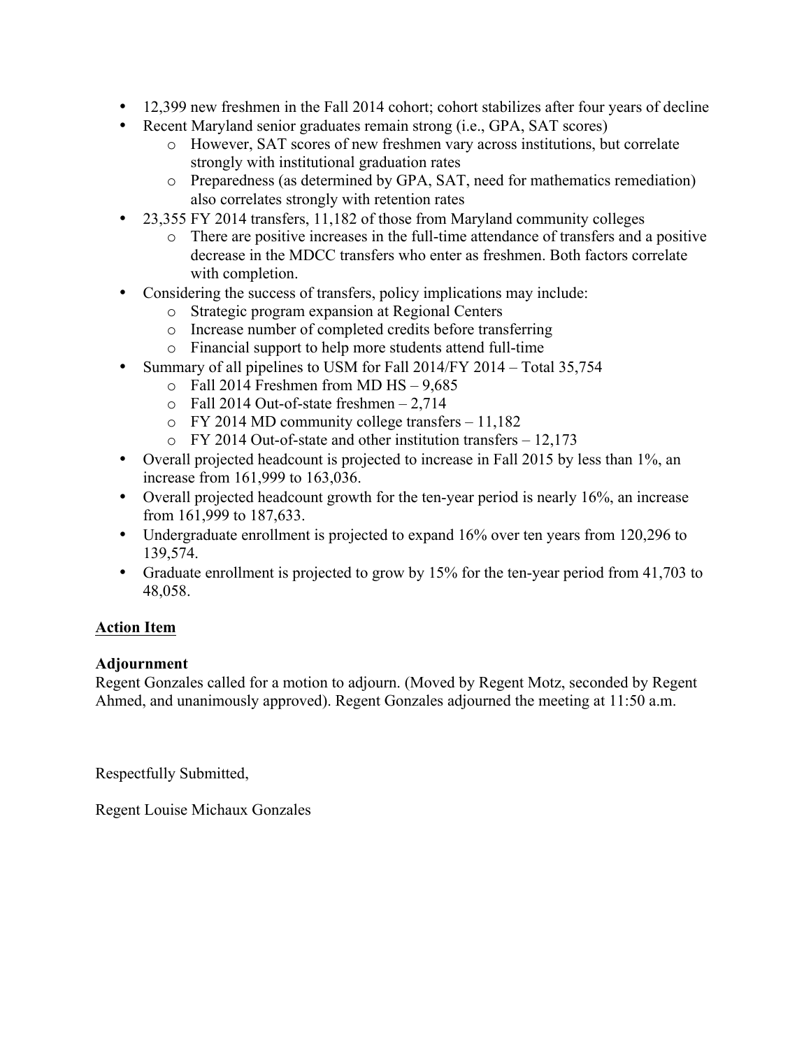- 12,399 new freshmen in the Fall 2014 cohort; cohort stabilizes after four years of decline
- Recent Maryland senior graduates remain strong (i.e., GPA, SAT scores)
    - However, SAT scores of new freshmen vary across institutions, but correlate strongly with institutional graduation rates
    - Preparedness (as determined by GPA, SAT, need for mathematics remediation) also correlates strongly with retention rates
- 23,355 FY 2014 transfers, 11,182 of those from Maryland community colleges
    - There are positive increases in the full-time attendance of transfers and a positive decrease in the MDCC transfers who enter as freshmen. Both factors correlate with completion.
- Considering the success of transfers, policy implications may include:
    - Strategic program expansion at Regional Centers
    - Increase number of completed credits before transferring
    - Financial support to help more students attend full-time
- Summary of all pipelines to USM for Fall 2014/FY 2014 – Total 35,754
    - Fall 2014 Freshmen from MD HS – 9,685
    - Fall 2014 Out-of-state freshmen – 2,714
    - FY 2014 MD community college transfers – 11,182
    - FY 2014 Out-of-state and other institution transfers – 12,173
- Overall projected headcount is projected to increase in Fall 2015 by less than 1%, an increase from 161,999 to 163,036.
- Overall projected headcount growth for the ten-year period is nearly 16%, an increase from 161,999 to 187,633.
- Undergraduate enrollment is projected to expand 16% over ten years from 120,296 to 139,574.
- Graduate enrollment is projected to grow by 15% for the ten-year period from 41,703 to 48,058.

**<u>Action Item</u>**

**Adjournment**

Regent Gonzales called for a motion to adjourn. (Moved by Regent Motz, seconded by Regent Ahmed, and unanimously approved). Regent Gonzales adjourned the meeting at 11:50 a.m.

Respectfully Submitted,

Regent Louise Michaux Gonzales